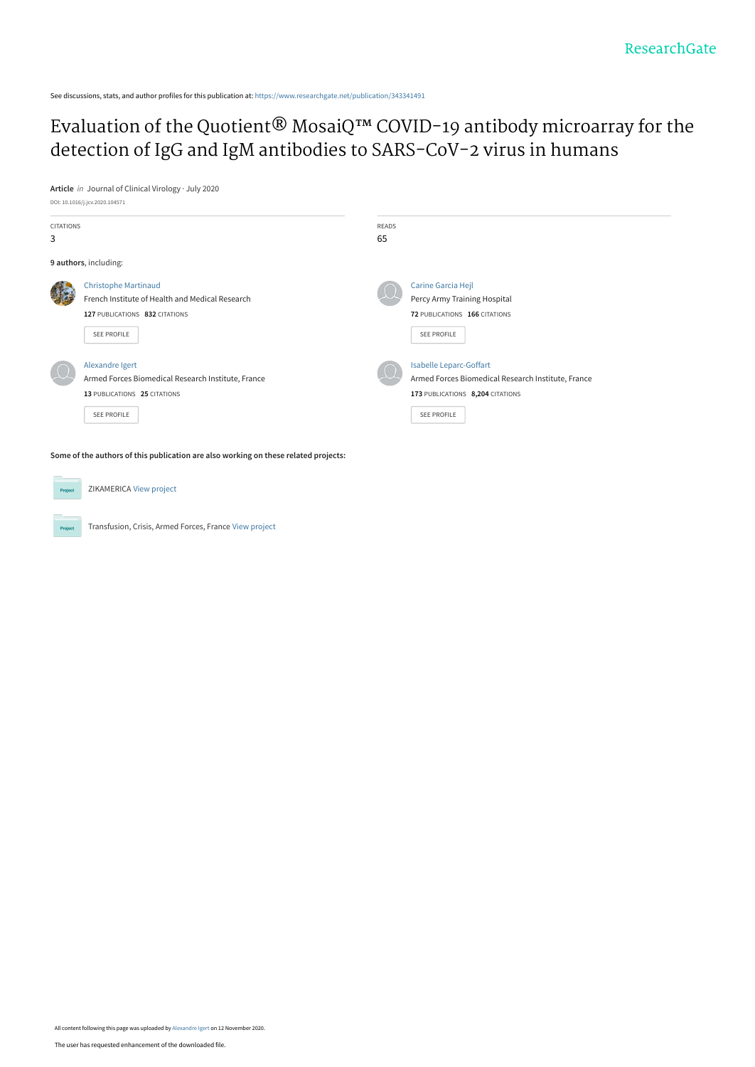See discussions, stats, and author profiles for this publication at: https://www.researchgate.net/publication/343341491

# Evaluation of the Quotient® MosaiQ™ COVID-19 antibody microarray for the detection of IgG and IgM antibodies to SARS-CoV-2 virus in humans

**Article** *in* Journal of Clinical Virology · July 2020

DOI: 10.1016/j.jcv.2020.104571

CITATIONS
3

READS
65

**9 authors**, including:

Christophe Martinaud
French Institute of Health and Medical Research
**127** PUBLICATIONS **832** CITATIONS
SEE PROFILE

Carine Garcia Hejl
Percy Army Training Hospital
**72** PUBLICATIONS **166** CITATIONS
SEE PROFILE

Alexandre Igert
Armed Forces Biomedical Research Institute, France
**13** PUBLICATIONS **25** CITATIONS
SEE PROFILE

Isabelle Leparc-Goffart
Armed Forces Biomedical Research Institute, France
**173** PUBLICATIONS **8,204** CITATIONS
SEE PROFILE

**Some of the authors of this publication are also working on these related projects:**

ZIKAMERICA View project

Transfusion, Crisis, Armed Forces, France View project

All content following this page was uploaded by Alexandre Igert on 12 November 2020.

The user has requested enhancement of the downloaded file.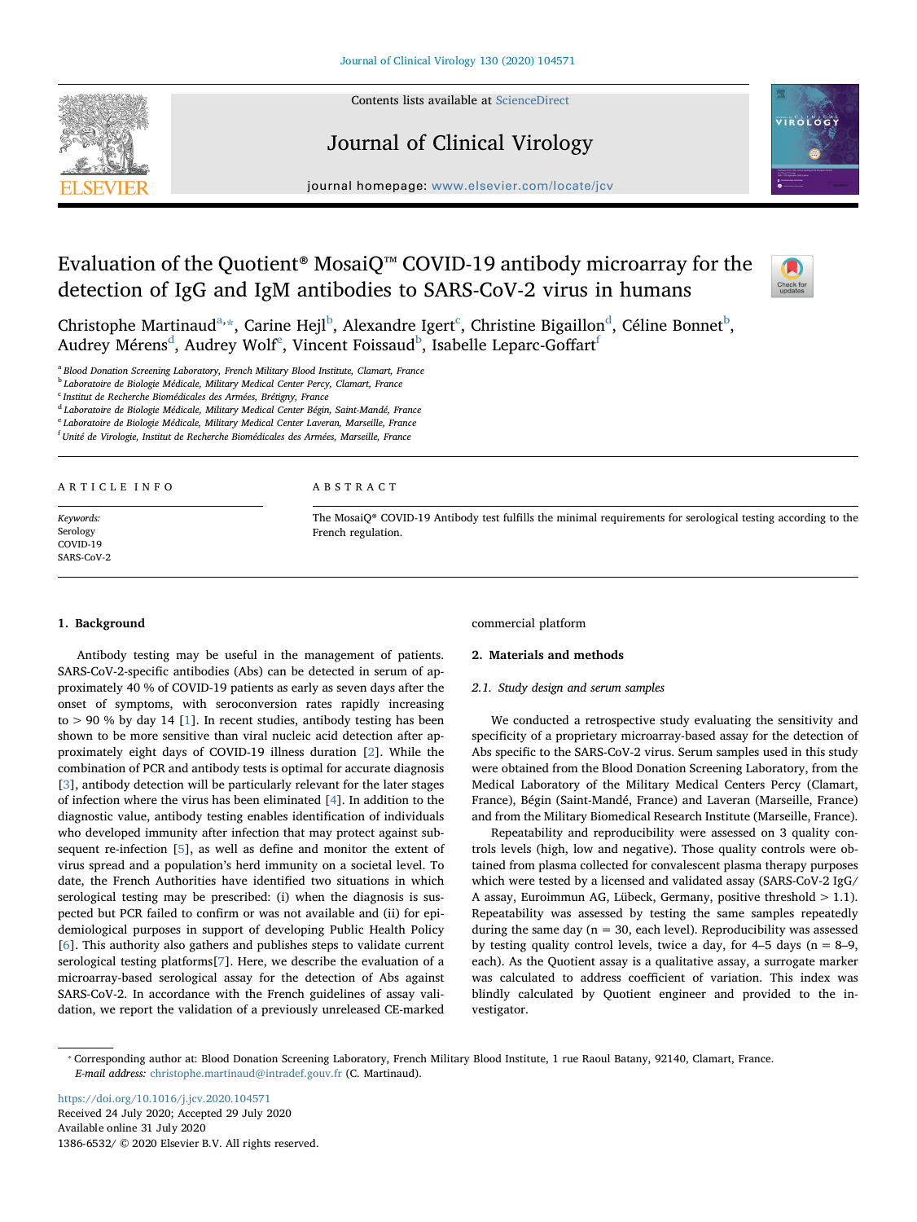# Evaluation of the Quotient® MosaiQ™ COVID-19 antibody microarray for the detection of IgG and IgM antibodies to SARS-CoV-2 virus in humans

Christophe Martinaud[a,*], Carine Hejl[b], Alexandre Igert[c], Christine Bigaillon[d], Céline Bonnet[b], Audrey Mérens[d], Audrey Wolf[e], Vincent Foissaud[b], Isabelle Leparc-Goffart[f]

[a] Blood Donation Screening Laboratory, French Military Blood Institute, Clamart, France
[b] Laboratoire de Biologie Médicale, Military Medical Center Percy, Clamart, France
[c] Institut de Recherche Biomédicales des Armées, Brétigny, France
[d] Laboratoire de Biologie Médicale, Military Medical Center Bégin, Saint-Mandé, France
[e] Laboratoire de Biologie Médicale, Military Medical Center Laveran, Marseille, France
[f] Unité de Virologie, Institut de Recherche Biomédicales des Armées, Marseille, France

## ARTICLE INFO

*Keywords:*
Serology
COVID-19
SARS-CoV-2

## ABSTRACT

The MosaiQ® COVID-19 Antibody test fulfills the minimal requirements for serological testing according to the French regulation.

## 1. Background

Antibody testing may be useful in the management of patients. SARS-CoV-2-specific antibodies (Abs) can be detected in serum of approximately 40 % of COVID-19 patients as early as seven days after the onset of symptoms, with seroconversion rates rapidly increasing to > 90 % by day 14 [1]. In recent studies, antibody testing has been shown to be more sensitive than viral nucleic acid detection after approximately eight days of COVID-19 illness duration [2]. While the combination of PCR and antibody tests is optimal for accurate diagnosis [3], antibody detection will be particularly relevant for the later stages of infection where the virus has been eliminated [4]. In addition to the diagnostic value, antibody testing enables identification of individuals who developed immunity after infection that may protect against subsequent re-infection [5], as well as define and monitor the extent of virus spread and a population's herd immunity on a societal level. To date, the French Authorities have identified two situations in which serological testing may be prescribed: (i) when the diagnosis is suspected but PCR failed to confirm or was not available and (ii) for epidemiological purposes in support of developing Public Health Policy [6]. This authority also gathers and publishes steps to validate current serological testing platforms[7]. Here, we describe the evaluation of a microarray-based serological assay for the detection of Abs against SARS-CoV-2. In accordance with the French guidelines of assay validation, we report the validation of a previously unreleased CE-marked commercial platform

## 2. Materials and methods

### 2.1. Study design and serum samples

We conducted a retrospective study evaluating the sensitivity and specificity of a proprietary microarray-based assay for the detection of Abs specific to the SARS-CoV-2 virus. Serum samples used in this study were obtained from the Blood Donation Screening Laboratory, from the Medical Laboratory of the Military Medical Centers Percy (Clamart, France), Bégin (Saint-Mandé, France) and Laveran (Marseille, France) and from the Military Biomedical Research Institute (Marseille, France).

Repeatability and reproducibility were assessed on 3 quality controls levels (high, low and negative). Those quality controls were obtained from plasma collected for convalescent plasma therapy purposes which were tested by a licensed and validated assay (SARS-CoV-2 IgG/A assay, Euroimmun AG, Lübeck, Germany, positive threshold > 1.1). Repeatability was assessed by testing the same samples repeatedly during the same day (n = 30, each level). Reproducibility was assessed by testing quality control levels, twice a day, for 4–5 days (n = 8–9, each). As the Quotient assay is a qualitative assay, a surrogate marker was calculated to address coefficient of variation. This index was blindly calculated by Quotient engineer and provided to the investigator.

---

* Corresponding author at: Blood Donation Screening Laboratory, French Military Blood Institute, 1 rue Raoul Batany, 92140, Clamart, France.
*E-mail address:* christophe.martinaud@intradef.gouv.fr (C. Martinaud).

https://doi.org/10.1016/j.jcv.2020.104571
Received 24 July 2020; Accepted 29 July 2020
Available online 31 July 2020
1386-6532/ © 2020 Elsevier B.V. All rights reserved.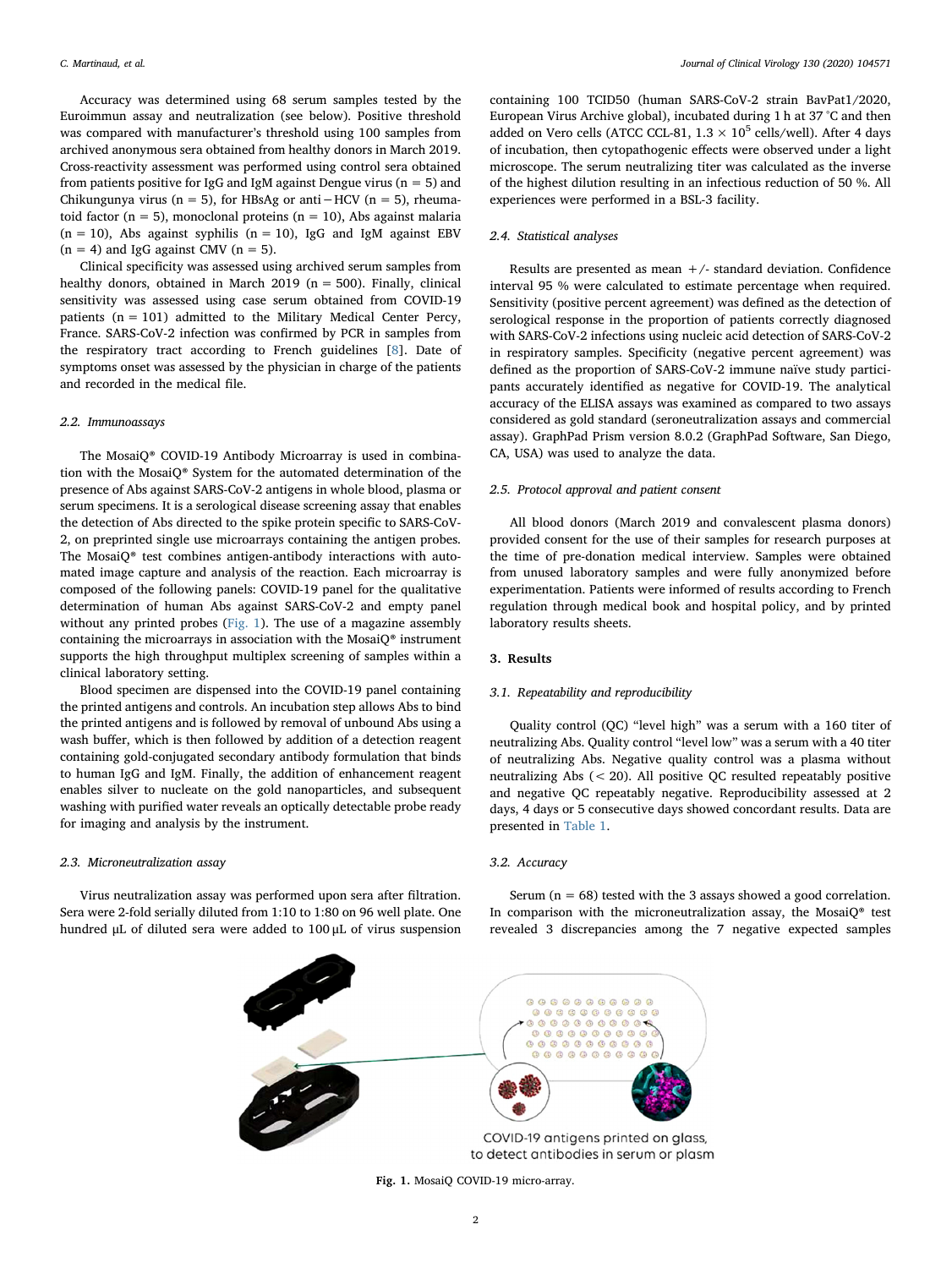Accuracy was determined using 68 serum samples tested by the Euroimmun assay and neutralization (see below). Positive threshold was compared with manufacturer's threshold using 100 samples from archived anonymous sera obtained from healthy donors in March 2019. Cross-reactivity assessment was performed using control sera obtained from patients positive for IgG and IgM against Dengue virus (n = 5) and Chikungunya virus (n = 5), for HBsAg or anti−HCV (n = 5), rheumatoid factor (n = 5), monoclonal proteins (n = 10), Abs against malaria (n = 10), Abs against syphilis (n = 10), IgG and IgM against EBV (n = 4) and IgG against CMV (n = 5).

Clinical specificity was assessed using archived serum samples from healthy donors, obtained in March 2019 (n = 500). Finally, clinical sensitivity was assessed using case serum obtained from COVID-19 patients (n = 101) admitted to the Military Medical Center Percy, France. SARS-CoV-2 infection was confirmed by PCR in samples from the respiratory tract according to French guidelines [8]. Date of symptoms onset was assessed by the physician in charge of the patients and recorded in the medical file.

### 2.2. Immunoassays

The MosaiQ® COVID-19 Antibody Microarray is used in combination with the MosaiQ® System for the automated determination of the presence of Abs against SARS-CoV-2 antigens in whole blood, plasma or serum specimens. It is a serological disease screening assay that enables the detection of Abs directed to the spike protein specific to SARS-CoV-2, on preprinted single use microarrays containing the antigen probes. The MosaiQ® test combines antigen-antibody interactions with automated image capture and analysis of the reaction. Each microarray is composed of the following panels: COVID-19 panel for the qualitative determination of human Abs against SARS-CoV-2 and empty panel without any printed probes (Fig. 1). The use of a magazine assembly containing the microarrays in association with the MosaiQ® instrument supports the high throughput multiplex screening of samples within a clinical laboratory setting.

Blood specimen are dispensed into the COVID-19 panel containing the printed antigens and controls. An incubation step allows Abs to bind the printed antigens and is followed by removal of unbound Abs using a wash buffer, which is then followed by addition of a detection reagent containing gold-conjugated secondary antibody formulation that binds to human IgG and IgM. Finally, the addition of enhancement reagent enables silver to nucleate on the gold nanoparticles, and subsequent washing with purified water reveals an optically detectable probe ready for imaging and analysis by the instrument.

### 2.3. Microneutralization assay

Virus neutralization assay was performed upon sera after filtration. Sera were 2-fold serially diluted from 1:10 to 1:80 on 96 well plate. One hundred μL of diluted sera were added to 100 μL of virus suspension containing 100 TCID50 (human SARS-CoV-2 strain BavPat1/2020, European Virus Archive global), incubated during 1 h at 37 °C and then added on Vero cells (ATCC CCL-81, $1.3 \times 10^5$ cells/well). After 4 days of incubation, then cytopathogenic effects were observed under a light microscope. The serum neutralizing titer was calculated as the inverse of the highest dilution resulting in an infectious reduction of 50 %. All experiences were performed in a BSL-3 facility.

### 2.4. Statistical analyses

Results are presented as mean +/- standard deviation. Confidence interval 95 % were calculated to estimate percentage when required. Sensitivity (positive percent agreement) was defined as the detection of serological response in the proportion of patients correctly diagnosed with SARS-CoV-2 infections using nucleic acid detection of SARS-CoV-2 in respiratory samples. Specificity (negative percent agreement) was defined as the proportion of SARS-CoV-2 immune naïve study participants accurately identified as negative for COVID-19. The analytical accuracy of the ELISA assays was examined as compared to two assays considered as gold standard (seroneutralization assays and commercial assay). GraphPad Prism version 8.0.2 (GraphPad Software, San Diego, CA, USA) was used to analyze the data.

### 2.5. Protocol approval and patient consent

All blood donors (March 2019 and convalescent plasma donors) provided consent for the use of their samples for research purposes at the time of pre-donation medical interview. Samples were obtained from unused laboratory samples and were fully anonymized before experimentation. Patients were informed of results according to French regulation through medical book and hospital policy, and by printed laboratory results sheets.

## 3. Results

### 3.1. Repeatability and reproducibility

Quality control (QC) "level high" was a serum with a 160 titer of neutralizing Abs. Quality control "level low" was a serum with a 40 titer of neutralizing Abs. Negative quality control was a plasma without neutralizing Abs (< 20). All positive QC resulted repeatably positive and negative QC repeatably negative. Reproducibility assessed at 2 days, 4 days or 5 consecutive days showed concordant results. Data are presented in Table 1.

### 3.2. Accuracy

Serum (n = 68) tested with the 3 assays showed a good correlation. In comparison with the microneutralization assay, the MosaiQ® test revealed 3 discrepancies among the 7 negative expected samples

COVID-19 antigens printed on glass, to detect antibodies in serum or plasm

**Fig. 1.** MosaiQ COVID-19 micro-array.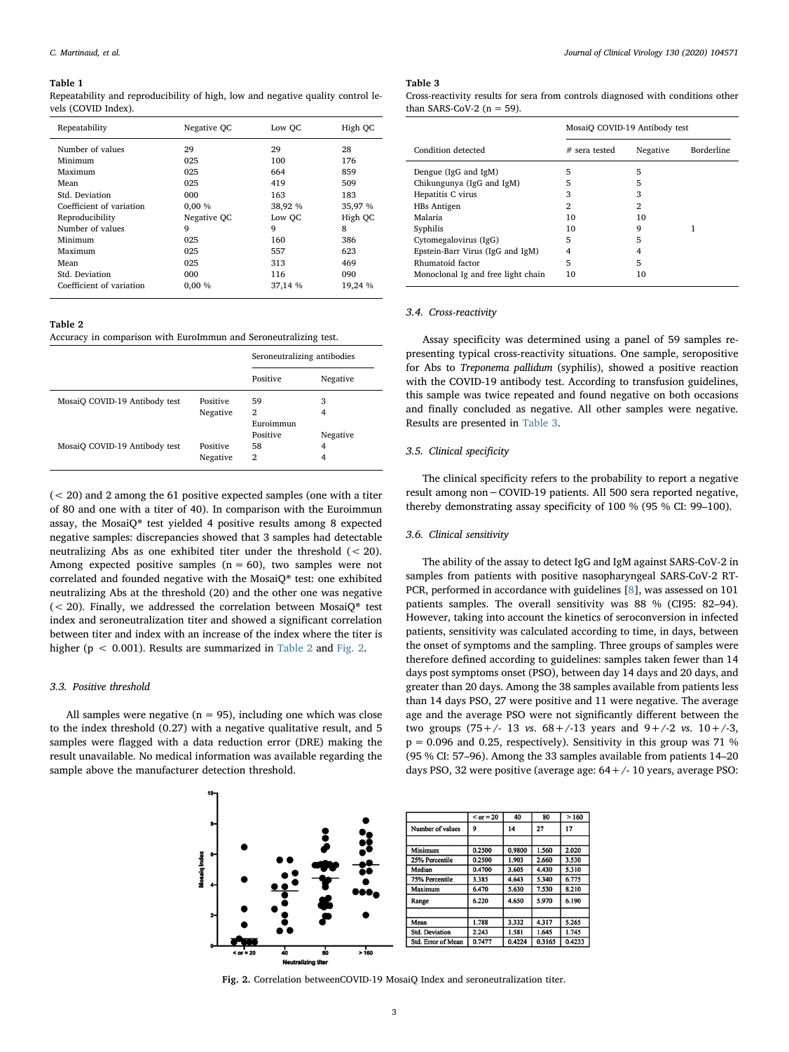**Table 1**
Repeatability and reproducibility of high, low and negative quality control levels (COVID Index).

| Repeatability | Negative QC | Low QC | High QC |
|---|---|---|---|
| Number of values | 29 | 29 | 28 |
| Minimum | 025 | 100 | 176 |
| Maximum | 025 | 664 | 859 |
| Mean | 025 | 419 | 509 |
| Std. Deviation | 000 | 163 | 183 |
| Coefficient of variation | 0,00 % | 38,92 % | 35,97 % |
| Reproducibility | Negative QC | Low QC | High QC |
| Number of values | 9 | 9 | 8 |
| Minimum | 025 | 160 | 386 |
| Maximum | 025 | 557 | 623 |
| Mean | 025 | 313 | 469 |
| Std. Deviation | 000 | 116 | 090 |
| Coefficient of variation | 0,00 % | 37,14 % | 19,24 % |

**Table 2**
Accuracy in comparison with EuroImmun and Seroneutralizing test.

| | | Seroneutralizing antibodies | |
|---|---|---|---|
| | | Positive | Negative |
| MosaiQ COVID-19 Antibody test | Positive | 59 | 3 |
| | Negative | 2 | 4 |
| | | Euroimmun | |
| | | Positive | Negative |
| MosaiQ COVID-19 Antibody test | Positive | 58 | 4 |
| | Negative | 2 | 4 |

(< 20) and 2 among the 61 positive expected samples (one with a titer of 80 and one with a titer of 40). In comparison with the Euroimmun assay, the MosaiQ® test yielded 4 positive results among 8 expected negative samples: discrepancies showed that 3 samples had detectable neutralizing Abs as one exhibited titer under the threshold (< 20). Among expected positive samples (n = 60), two samples were not correlated and founded negative with the MosaiQ® test: one exhibited neutralizing Abs at the threshold (20) and the other one was negative (< 20). Finally, we addressed the correlation between MosaiQ® test index and seroneutralization titer and showed a significant correlation between titer and index with an increase of the index where the titer is higher ($p < 0.001$). Results are summarized in Table 2 and Fig. 2.

### 3.3. Positive threshold

All samples were negative (n = 95), including one which was close to the index threshold (0.27) with a negative qualitative result, and 5 samples were flagged with a data reduction error (DRE) making the result unavailable. No medical information was available regarding the sample above the manufacturer detection threshold.

**Table 3**
Cross-reactivity results for sera from controls diagnosed with conditions other than SARS-CoV-2 (n = 59).

| | MosaiQ COVID-19 Antibody test | | |
|---|---|---|---|
| Condition detected | # sera tested | Negative | Borderline |
| Dengue (IgG and IgM) | 5 | 5 | |
| Chikungunya (IgG and IgM) | 5 | 5 | |
| Hepatitis C virus | 3 | 3 | |
| HBs Antigen | 2 | 2 | |
| Malaria | 10 | 10 | |
| Syphilis | 10 | 9 | 1 |
| Cytomegalovirus (IgG) | 5 | 5 | |
| Epstein-Barr Virus (IgG and IgM) | 4 | 4 | |
| Rhumatoid factor | 5 | 5 | |
| Monoclonal Ig and free light chain | 10 | 10 | |

### 3.4. Cross-reactivity

Assay specificity was determined using a panel of 59 samples representing typical cross-reactivity situations. One sample, seropositive for Abs to *Treponema pallidum* (syphilis), showed a positive reaction with the COVID-19 antibody test. According to transfusion guidelines, this sample was twice repeated and found negative on both occasions and finally concluded as negative. All other samples were negative. Results are presented in Table 3.

### 3.5. Clinical specificity

The clinical specificity refers to the probability to report a negative result among non − COVID-19 patients. All 500 sera reported negative, thereby demonstrating assay specificity of 100 % (95 % CI: 99–100).

### 3.6. Clinical sensitivity

The ability of the assay to detect IgG and IgM against SARS-CoV-2 in samples from patients with positive nasopharyngeal SARS-CoV-2 RT-PCR, performed in accordance with guidelines [8], was assessed on 101 patients samples. The overall sensitivity was 88 % (CI95: 82–94). However, taking into account the kinetics of seroconversion in infected patients, sensitivity was calculated according to time, in days, between the onset of symptoms and the sampling. Three groups of samples were therefore defined according to guidelines: samples taken fewer than 14 days post symptoms onset (PSO), between day 14 days and 20 days, and greater than 20 days. Among the 38 samples available from patients less than 14 days PSO, 27 were positive and 11 were negative. The average age and the average PSO were not significantly different between the two groups (75+/- 13 *vs.* 68+/-13 years and 9+/-2 *vs.* 10+/-3, p = 0.096 and 0.25, respectively). Sensitivity in this group was 71 % (95 % CI: 57–96). Among the 33 samples available from patients 14–20 days PSO, 32 were positive (average age: 64+/- 10 years, average PSO:

| | < or = 20 | 40 | 80 | > 160 |
|---|---|---|---|---|
| Number of values | 9 | 14 | 27 | 17 |
| | | | | |
| Minimum | 0.2500 | 0.9800 | 1.560 | 2.020 |
| 25% Percentile | 0.2500 | 1.903 | 2.660 | 3.530 |
| Median | 0.4700 | 3.605 | 4.430 | 5.310 |
| 75% Percentile | 3.385 | 4.643 | 5.340 | 6.775 |
| Maximum | 6.470 | 5.630 | 7.530 | 8.210 |
| Range | 6.220 | 4.650 | 5.970 | 6.190 |
| | | | | |
| Mean | 1.788 | 3.332 | 4.317 | 5.265 |
| Std. Deviation | 2.243 | 1.581 | 1.645 | 1.745 |
| Std. Error of Mean | 0.7477 | 0.4224 | 0.3165 | 0.4233 |

**Fig. 2.** Correlation betweenCOVID-19 MosaiQ Index and seroneutralization titer.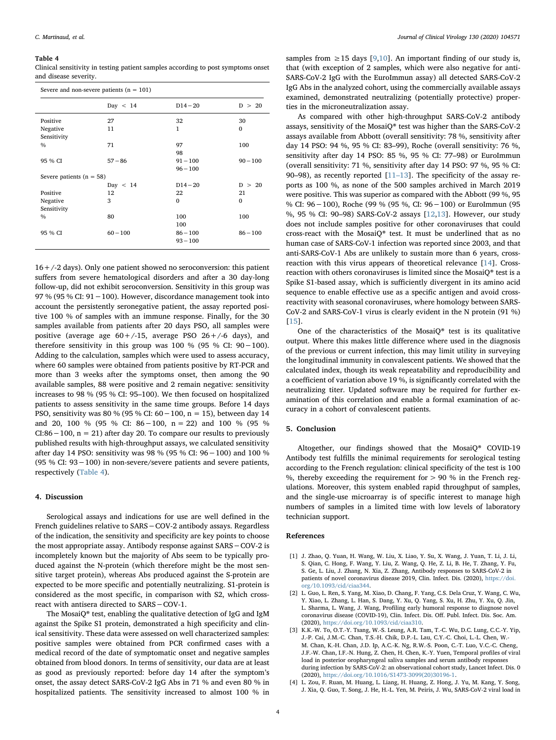**Table 4**
Clinical sensitivity in testing patient samples according to post symptoms onset and disease severity.

| Severe and non-severe patients (n = 101) | | | |
|---|---|---|---|
| | Day < 14 | D14 − 20 | D > 20 |
| Positive | 27 | 32 | 30 |
| Negative | 11 | 1 | 0 |
| Sensitivity | | | |
| % | 71 | 97<br>98 | 100 |
| 95 % CI | 57 − 86 | 91 − 100<br>96 − 100 | 90 − 100 |
| **Severe patients (n = 58)** | | | |
| | Day < 14 | D14 − 20 | D > 20 |
| Positive | 12 | 22 | 21 |
| Negative | 3 | 0 | 0 |
| Sensitivity | | | |
| % | 80 | 100<br>100 | 100 |
| 95 % CI | 60 − 100 | 86 − 100<br>93 − 100 | 86 − 100 |

16 +/-2 days). Only one patient showed no seroconversion: this patient suffers from severe hematological disorders and after a 30 day-long follow-up, did not exhibit seroconversion. Sensitivity in this group was 97 % (95 % CI: 91 − 100). However, discordance management took into account the persistently seronegative patient, the assay reported positive 100 % of samples with an immune response. Finally, for the 30 samples available from patients after 20 days PSO, all samples were positive (average age 60 +/-15, average PSO 26 +/-6 days), and therefore sensitivity in this group was 100 % (95 % CI: 90 − 100). Adding to the calculation, samples which were used to assess accuracy, where 60 samples were obtained from patients positive by RT-PCR and more than 3 weeks after the symptoms onset, then among the 90 available samples, 88 were positive and 2 remain negative: sensitivity increases to 98 % (95 % CI: 95–100). We then focused on hospitalized patients to assess sensitivity in the same time groups. Before 14 days PSO, sensitivity was 80 % (95 % CI: 60 − 100, n = 15), between day 14 and 20, 100 % (95 % CI: 86 − 100, n = 22) and 100 % (95 % CI:86 − 100, n = 21) after day 20. To compare our results to previously published results with high-throughput assays, we calculated sensitivity after day 14 PSO: sensitivity was 98 % (95 % CI: 96 − 100) and 100 % (95 % CI: 93 − 100) in non-severe/severe patients and severe patients, respectively (Table 4).

## 4. Discussion

Serological assays and indications for use are well defined in the French guidelines relative to SARS − COV-2 antibody assays. Regardless of the indication, the sensitivity and specificity are key points to choose the most appropriate assay. Antibody response against SARS − COV-2 is incompletely known but the majority of Abs seem to be typically produced against the N-protein (which therefore might be the most sensitive target protein), whereas Abs produced against the S-protein are expected to be more specific and potentially neutralizing. S1-protein is considered as the most specific, in comparison with S2, which cross-react with antisera directed to SARS − COV-1.

The MosaiQ® test, enabling the qualitative detection of IgG and IgM against the Spike S1 protein, demonstrated a high specificity and clinical sensitivity. These data were assessed on well characterized samples: positive samples were obtained from PCR confirmed cases with a medical record of the date of symptomatic onset and negative samples obtained from blood donors. In terms of sensitivity, our data are at least as good as previously reported: before day 14 after the symptom's onset, the assay detect SARS-CoV-2 IgG Abs in 71 % and even 80 % in hospitalized patients. The sensitivity increased to almost 100 % in samples from ≥ 15 days [9,10]. An important finding of our study is, that (with exception of 2 samples, which were also negative for anti-SARS-CoV-2 IgG with the EuroImmun assay) all detected SARS-CoV-2 IgG Abs in the analyzed cohort, using the commercially available assays examined, demonstrated neutralizing (potentially protective) properties in the microneutralization assay.

As compared with other high-throughput SARS-CoV-2 antibody assays, sensitivity of the MosaiQ® test was higher than the SARS-CoV-2 assays available from Abbott (overall sensitivity: 78 %, sensitivity after day 14 PSO: 94 %, 95 % CI: 83–99), Roche (overall sensitivity: 76 %, sensitivity after day 14 PSO: 85 %, 95 % CI: 77–98) or EuroImmun (overall sensitivity: 71 %, sensitivity after day 14 PSO: 97 %, 95 % CI: 90–98), as recently reported [11–13]. The specificity of the assay reports as 100 %, as none of the 500 samples archived in March 2019 were positive. This was superior as compared with the Abbott (99 %, 95 % CI: 96 − 100), Roche (99 % (95 %, CI: 96 − 100) or EuroImmun (95 %, 95 % CI: 90–98) SARS-CoV-2 assays [12,13]. However, our study does not include samples positive for other coronaviruses that could cross-react with the MosaiQ® test. It must be underlined that as no human case of SARS-CoV-1 infection was reported since 2003, and that anti-SARS-CoV-1 Abs are unlikely to sustain more than 6 years, cross-reaction with this virus appears of theoretical relevance [14]. Cross-reaction with others coronaviruses is limited since the MosaiQ® test is a Spike S1-based assay, which is sufficiently divergent in its amino acid sequence to enable effective use as a specific antigen and avoid cross-reactivity with seasonal coronaviruses, where homology between SARS-CoV-2 and SARS-CoV-1 virus is clearly evident in the N protein (91 %) [15].

One of the characteristics of the MosaiQ® test is its qualitative output. Where this makes little difference where used in the diagnosis of the previous or current infection, this may limit utility in surveying the longitudinal immunity in convalescent patients. We showed that the calculated index, though its weak repeatability and reproducibility and a coefficient of variation above 19 %, is significantly correlated with the neutralizing titer. Updated software may be required for further examination of this correlation and enable a formal examination of accuracy in a cohort of convalescent patients.

## 5. Conclusion

Altogether, our findings showed that the MosaiQ® COVID-19 Antibody test fulfills the minimal requirements for serological testing according to the French regulation: clinical specificity of the test is 100 %, thereby exceeding the requirement for > 90 % in the French regulations. Moreover, this system enabled rapid throughput of samples, and the single-use microarray is of specific interest to manage high numbers of samples in a limited time with low levels of laboratory technician support.

## References

[1] J. Zhao, Q. Yuan, H. Wang, W. Liu, X. Liao, Y. Su, X. Wang, J. Yuan, T. Li, J. Li, S. Qian, C. Hong, F. Wang, Y. Liu, Z. Wang, Q. He, Z. Li, B. He, T. Zhang, Y. Fu, S. Ge, L. Liu, J. Zhang, N. Xia, Z. Zhang, Antibody responses to SARS-CoV-2 in patients of novel coronavirus disease 2019, Clin. Infect. Dis. (2020), https://doi.org/10.1093/cid/ciaa344.

[2] L. Guo, L. Ren, S. Yang, M. Xiao, D. Chang, F. Yang, C.S. Dela Cruz, Y. Wang, C. Wu, Y. Xiao, L. Zhang, L. Han, S. Dang, Y. Xu, Q. Yang, S. Xu, H. Zhu, Y. Xu, Q. Jin, L. Sharma, L. Wang, J. Wang, Profiling early humoral response to diagnose novel coronavirus disease (COVID-19), Clin. Infect. Dis. Off. Publ. Infect. Dis. Soc. Am. (2020), https://doi.org/10.1093/cid/ciaa310.

[3] K.K.-W. To, O.T.-Y. Tsang, W.-S. Leung, A.R. Tam, T.-C. Wu, D.C. Lung, C.C.-Y. Yip, J.-P. Cai, J.M.-C. Chan, T.S.-H. Chik, D.P.-L. Lau, C.Y.-C. Choi, L.-L. Chen, W.-M. Chan, K.-H. Chan, J.D. Ip, A.C.-K. Ng, R.W.-S. Poon, C.-T. Luo, V.C.-C. Cheng, J.F.-W. Chan, I.F.-N. Hung, Z. Chen, H. Chen, K.-Y. Yuen, Temporal profiles of viral load in posterior oropharyngeal saliva samples and serum antibody responses during infection by SARS-CoV-2: an observational cohort study, Lancet Infect. Dis. 0 (2020), https://doi.org/10.1016/S1473-3099(20)30196-1.

[4] L. Zou, F. Ruan, M. Huang, L. Liang, H. Huang, Z. Hong, J. Yu, M. Kang, Y. Song, J. Xia, Q. Guo, T. Song, J. He, H.-L. Yen, M. Peiris, J. Wu, SARS-CoV-2 viral load in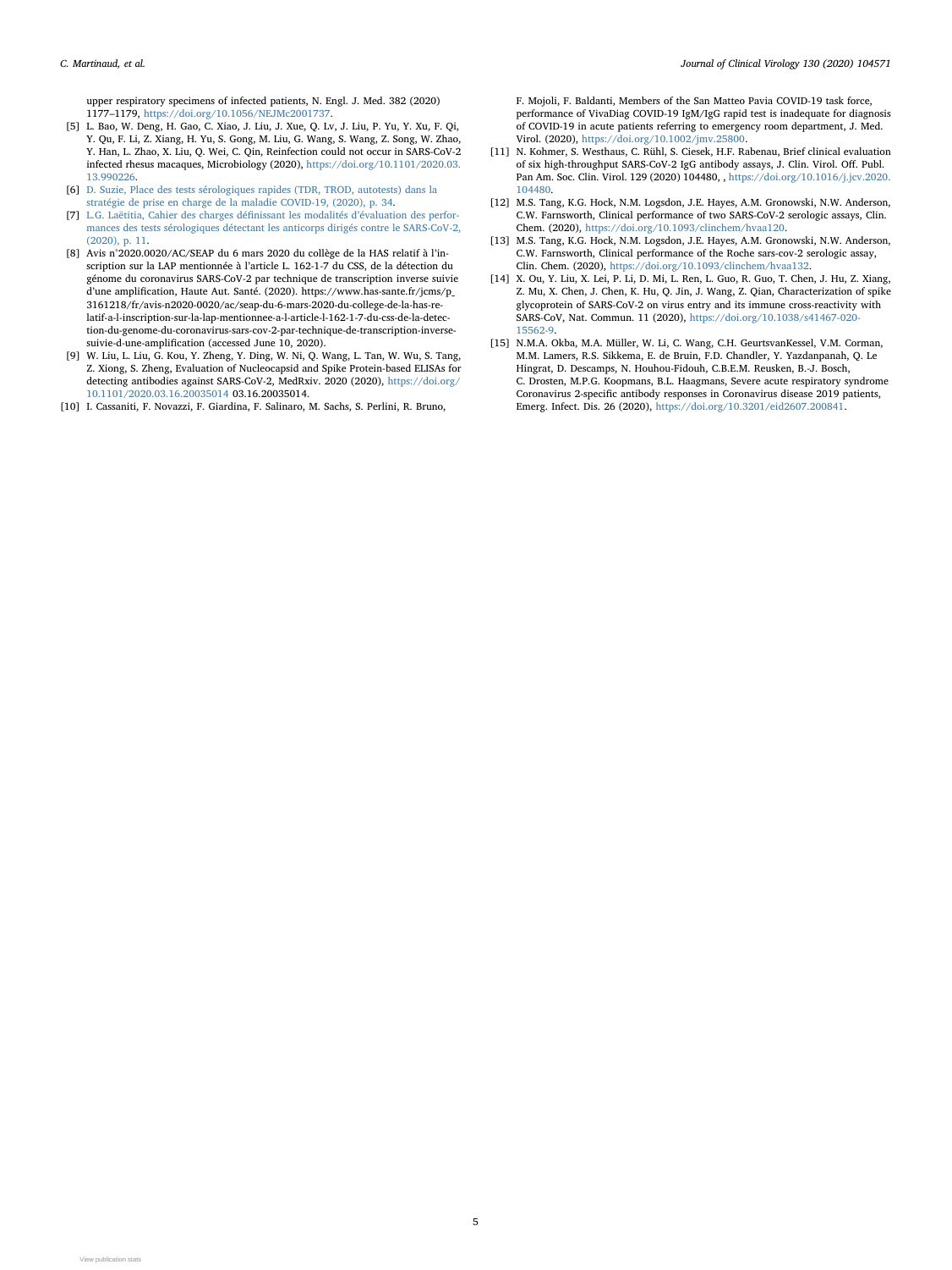upper respiratory specimens of infected patients, N. Engl. J. Med. 382 (2020) 1177–1179, https://doi.org/10.1056/NEJMc2001737.

[5] L. Bao, W. Deng, H. Gao, C. Xiao, J. Liu, J. Xue, Q. Lv, J. Liu, P. Yu, Y. Xu, F. Qi, Y. Qu, F. Li, Z. Xiang, H. Yu, S. Gong, M. Liu, G. Wang, S. Wang, Z. Song, W. Zhao, Y. Han, L. Zhao, X. Liu, Q. Wei, C. Qin, Reinfection could not occur in SARS-CoV-2 infected rhesus macaques, Microbiology (2020), https://doi.org/10.1101/2020.03.13.990226.

[6] D. Suzie, Place des tests sérologiques rapides (TDR, TROD, autotests) dans la stratégie de prise en charge de la maladie COVID-19, (2020), p. 34.

[7] L.G. Laëtitia, Cahier des charges définissant les modalités d'évaluation des performances des tests sérologiques détectant les anticorps dirigés contre le SARS-CoV-2, (2020), p. 11.

[8] Avis n°2020.0020/AC/SEAP du 6 mars 2020 du collège de la HAS relatif à l'inscription sur la LAP mentionnée à l'article L. 162-1-7 du CSS, de la détection du génome du coronavirus SARS-CoV-2 par technique de transcription inverse suivie d'une amplification, Haute Aut. Santé. (2020). https://www.has-sante.fr/jcms/p_3161218/fr/avis-n2020-0020/ac/seap-du-6-mars-2020-du-college-de-la-has-relatif-a-l-inscription-sur-la-lap-mentionnee-a-l-article-l-162-1-7-du-css-de-la-detection-du-genome-du-coronavirus-sars-cov-2-par-technique-de-transcription-inverse-suivie-d-une-amplification (accessed June 10, 2020).

[9] W. Liu, L. Liu, G. Kou, Y. Zheng, Y. Ding, W. Ni, Q. Wang, L. Tan, W. Wu, S. Tang, Z. Xiong, S. Zheng, Evaluation of Nucleocapsid and Spike Protein-based ELISAs for detecting antibodies against SARS-CoV-2, MedRxiv. 2020 (2020), https://doi.org/10.1101/2020.03.16.20035014 03.16.20035014.

[10] I. Cassaniti, F. Novazzi, F. Giardina, F. Salinaro, M. Sachs, S. Perlini, R. Bruno, F. Mojoli, F. Baldanti, Members of the San Matteo Pavia COVID-19 task force, performance of VivaDiag COVID-19 IgM/IgG rapid test is inadequate for diagnosis of COVID-19 in acute patients referring to emergency room department, J. Med. Virol. (2020), https://doi.org/10.1002/jmv.25800.

[11] N. Kohmer, S. Westhaus, C. Rühl, S. Ciesek, H.F. Rabenau, Brief clinical evaluation of six high-throughput SARS-CoV-2 IgG antibody assays, J. Clin. Virol. Off. Publ. Pan Am. Soc. Clin. Virol. 129 (2020) 104480, , https://doi.org/10.1016/j.jcv.2020.104480.

[12] M.S. Tang, K.G. Hock, N.M. Logsdon, J.E. Hayes, A.M. Gronowski, N.W. Anderson, C.W. Farnsworth, Clinical performance of two SARS-CoV-2 serologic assays, Clin. Chem. (2020), https://doi.org/10.1093/clinchem/hvaa120.

[13] M.S. Tang, K.G. Hock, N.M. Logsdon, J.E. Hayes, A.M. Gronowski, N.W. Anderson, C.W. Farnsworth, Clinical performance of the Roche sars-cov-2 serologic assay, Clin. Chem. (2020), https://doi.org/10.1093/clinchem/hvaa132.

[14] X. Ou, Y. Liu, X. Lei, P. Li, D. Mi, L. Ren, L. Guo, R. Guo, T. Chen, J. Hu, Z. Xiang, Z. Mu, X. Chen, J. Chen, K. Hu, Q. Jin, J. Wang, Z. Qian, Characterization of spike glycoprotein of SARS-CoV-2 on virus entry and its immune cross-reactivity with SARS-CoV, Nat. Commun. 11 (2020), https://doi.org/10.1038/s41467-020-15562-9.

[15] N.M.A. Okba, M.A. Müller, W. Li, C. Wang, C.H. GeurtsvanKessel, V.M. Corman, M.M. Lamers, R.S. Sikkema, E. de Bruin, F.D. Chandler, Y. Yazdanpanah, Q. Le Hingrat, D. Descamps, N. Houhou-Fidouh, C.B.E.M. Reusken, B.-J. Bosch, C. Drosten, M.P.G. Koopmans, B.L. Haagmans, Severe acute respiratory syndrome Coronavirus 2-specific antibody responses in Coronavirus disease 2019 patients, Emerg. Infect. Dis. 26 (2020), https://doi.org/10.3201/eid2607.200841.